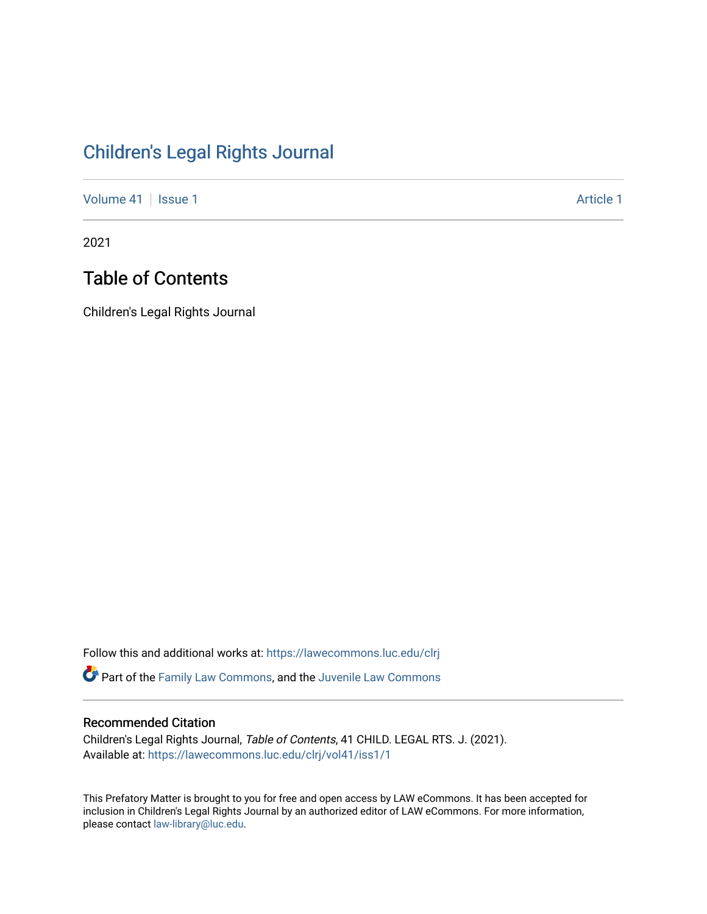# Children's Legal Rights Journal

Volume 41 | Issue 1 | Article 1

2021

## Table of Contents

Children's Legal Rights Journal

Follow this and additional works at: https://lawecommons.luc.edu/clrj

Part of the Family Law Commons, and the Juvenile Law Commons

### Recommended Citation

Children's Legal Rights Journal, *Table of Contents*, 41 CHILD. LEGAL RTS. J. (2021).
Available at: https://lawecommons.luc.edu/clrj/vol41/iss1/1

This Prefatory Matter is brought to you for free and open access by LAW eCommons. It has been accepted for inclusion in Children's Legal Rights Journal by an authorized editor of LAW eCommons. For more information, please contact law-library@luc.edu.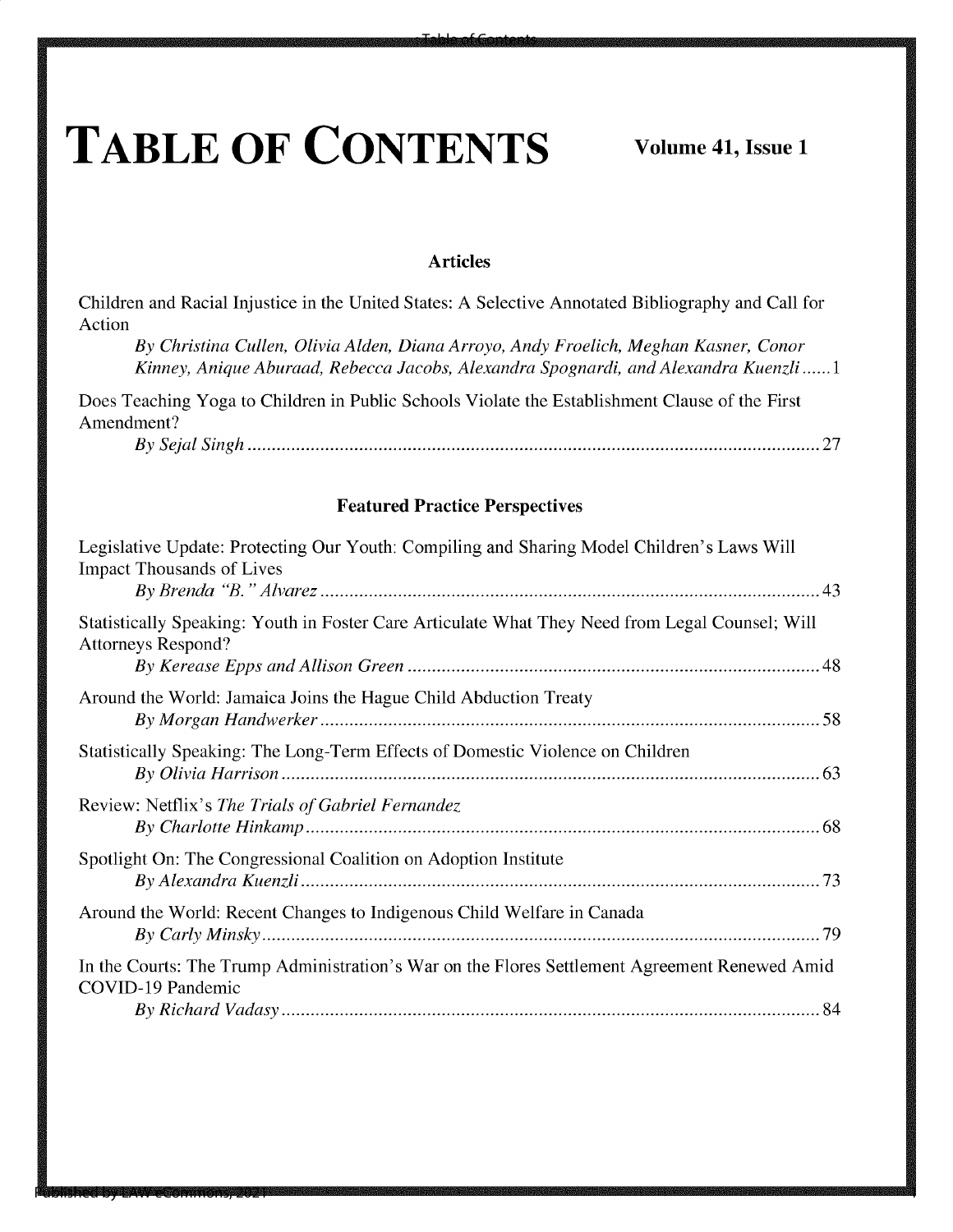# TABLE OF CONTENTS

Volume 41, Issue 1

## Articles

Children and Racial Injustice in the United States: A Selective Annotated Bibliography and Call for Action
*By Christina Cullen, Olivia Alden, Diana Arroyo, Andy Froelich, Meghan Kasner, Conor Kinney, Anique Aburaad, Rebecca Jacobs, Alexandra Spognardi, and Alexandra Kuenzli* ...... 1

Does Teaching Yoga to Children in Public Schools Violate the Establishment Clause of the First Amendment?
*By Sejal Singh* ...... 27

## Featured Practice Perspectives

Legislative Update: Protecting Our Youth: Compiling and Sharing Model Children's Laws Will Impact Thousands of Lives
*By Brenda "B." Alvarez* ...... 43

Statistically Speaking: Youth in Foster Care Articulate What They Need from Legal Counsel; Will Attorneys Respond?
*By Kerease Epps and Allison Green* ...... 48

Around the World: Jamaica Joins the Hague Child Abduction Treaty
*By Morgan Handwerker* ...... 58

Statistically Speaking: The Long-Term Effects of Domestic Violence on Children
*By Olivia Harrison* ...... 63

Review: Netflix's *The Trials of Gabriel Fernandez*
*By Charlotte Hinkamp* ...... 68

Spotlight On: The Congressional Coalition on Adoption Institute
*By Alexandra Kuenzli* ...... 73

Around the World: Recent Changes to Indigenous Child Welfare in Canada
*By Carly Minsky* ...... 79

In the Courts: The Trump Administration's War on the Flores Settlement Agreement Renewed Amid COVID-19 Pandemic
*By Richard Vadasy* ...... 84